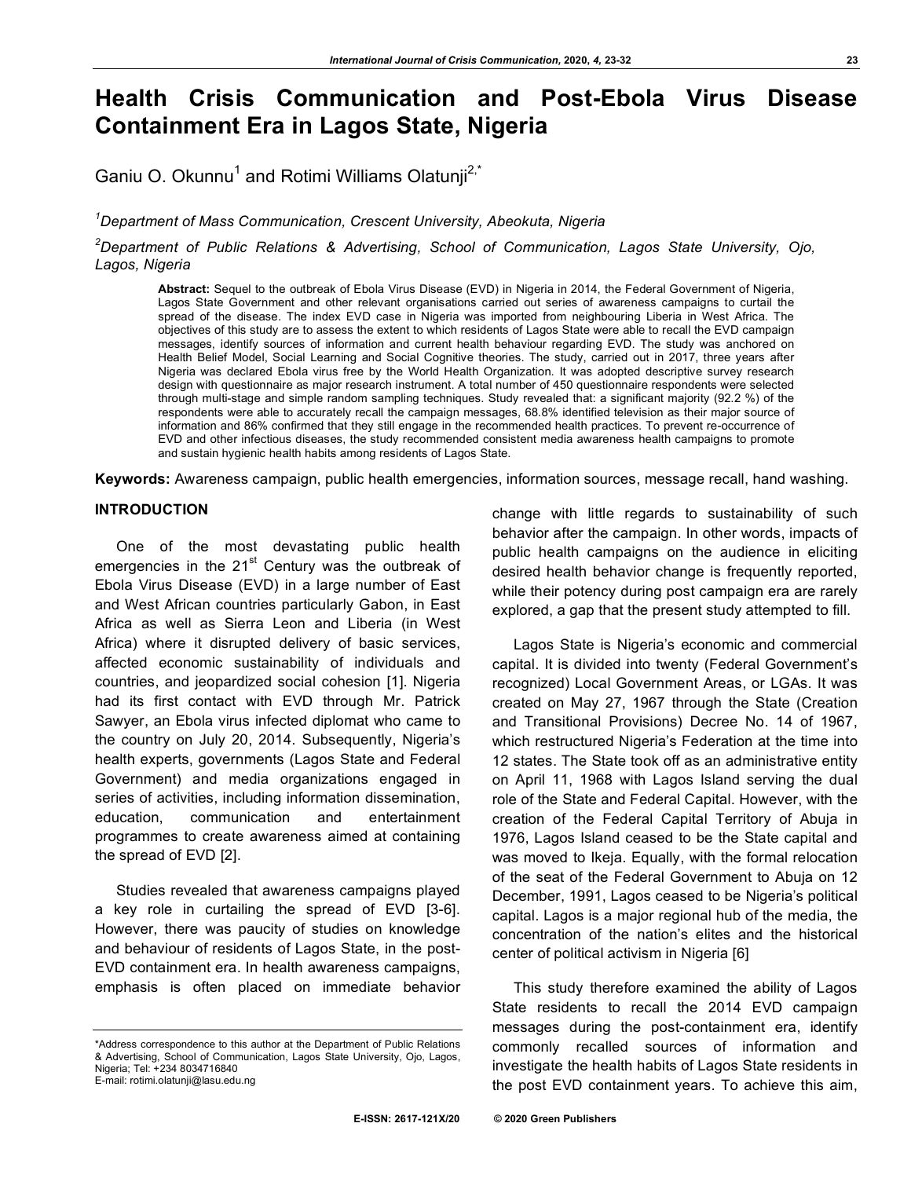# Health Crisis Communication and Post-Ebola Virus Disease Containment Era in Lagos State, Nigeria

Ganiu O. Okunnu[1] and Rotimi Williams Olatunji[2,*]

[1]*Department of Mass Communication, Crescent University, Abeokuta, Nigeria*

[2]*Department of Public Relations & Advertising, School of Communication, Lagos State University, Ojo, Lagos, Nigeria*

**Abstract:** Sequel to the outbreak of Ebola Virus Disease (EVD) in Nigeria in 2014, the Federal Government of Nigeria, Lagos State Government and other relevant organisations carried out series of awareness campaigns to curtail the spread of the disease. The index EVD case in Nigeria was imported from neighbouring Liberia in West Africa. The objectives of this study are to assess the extent to which residents of Lagos State were able to recall the EVD campaign messages, identify sources of information and current health behaviour regarding EVD. The study was anchored on Health Belief Model, Social Learning and Social Cognitive theories. The study, carried out in 2017, three years after Nigeria was declared Ebola virus free by the World Health Organization. It was adopted descriptive survey research design with questionnaire as major research instrument. A total number of 450 questionnaire respondents were selected through multi-stage and simple random sampling techniques. Study revealed that: a significant majority (92.2 %) of the respondents were able to accurately recall the campaign messages, 68.8% identified television as their major source of information and 86% confirmed that they still engage in the recommended health practices. To prevent re-occurrence of EVD and other infectious diseases, the study recommended consistent media awareness health campaigns to promote and sustain hygienic health habits among residents of Lagos State.

**Keywords:** Awareness campaign, public health emergencies, information sources, message recall, hand washing.

## INTRODUCTION

One of the most devastating public health emergencies in the 21st Century was the outbreak of Ebola Virus Disease (EVD) in a large number of East and West African countries particularly Gabon, in East Africa as well as Sierra Leon and Liberia (in West Africa) where it disrupted delivery of basic services, affected economic sustainability of individuals and countries, and jeopardized social cohesion [1]. Nigeria had its first contact with EVD through Mr. Patrick Sawyer, an Ebola virus infected diplomat who came to the country on July 20, 2014. Subsequently, Nigeria's health experts, governments (Lagos State and Federal Government) and media organizations engaged in series of activities, including information dissemination, education, communication and entertainment programmes to create awareness aimed at containing the spread of EVD [2].

Studies revealed that awareness campaigns played a key role in curtailing the spread of EVD [3-6]. However, there was paucity of studies on knowledge and behaviour of residents of Lagos State, in the post-EVD containment era. In health awareness campaigns, emphasis is often placed on immediate behavior change with little regards to sustainability of such behavior after the campaign. In other words, impacts of public health campaigns on the audience in eliciting desired health behavior change is frequently reported, while their potency during post campaign era are rarely explored, a gap that the present study attempted to fill.

Lagos State is Nigeria's economic and commercial capital. It is divided into twenty (Federal Government's recognized) Local Government Areas, or LGAs. It was created on May 27, 1967 through the State (Creation and Transitional Provisions) Decree No. 14 of 1967, which restructured Nigeria's Federation at the time into 12 states. The State took off as an administrative entity on April 11, 1968 with Lagos Island serving the dual role of the State and Federal Capital. However, with the creation of the Federal Capital Territory of Abuja in 1976, Lagos Island ceased to be the State capital and was moved to Ikeja. Equally, with the formal relocation of the seat of the Federal Government to Abuja on 12 December, 1991, Lagos ceased to be Nigeria's political capital. Lagos is a major regional hub of the media, the concentration of the nation's elites and the historical center of political activism in Nigeria [6]

This study therefore examined the ability of Lagos State residents to recall the 2014 EVD campaign messages during the post-containment era, identify commonly recalled sources of information and investigate the health habits of Lagos State residents in the post EVD containment years. To achieve this aim,

---

*Address correspondence to this author at the Department of Public Relations & Advertising, School of Communication, Lagos State University, Ojo, Lagos, Nigeria; Tel: +234 8034716840
E-mail: rotimi.olatunji@lasu.edu.ng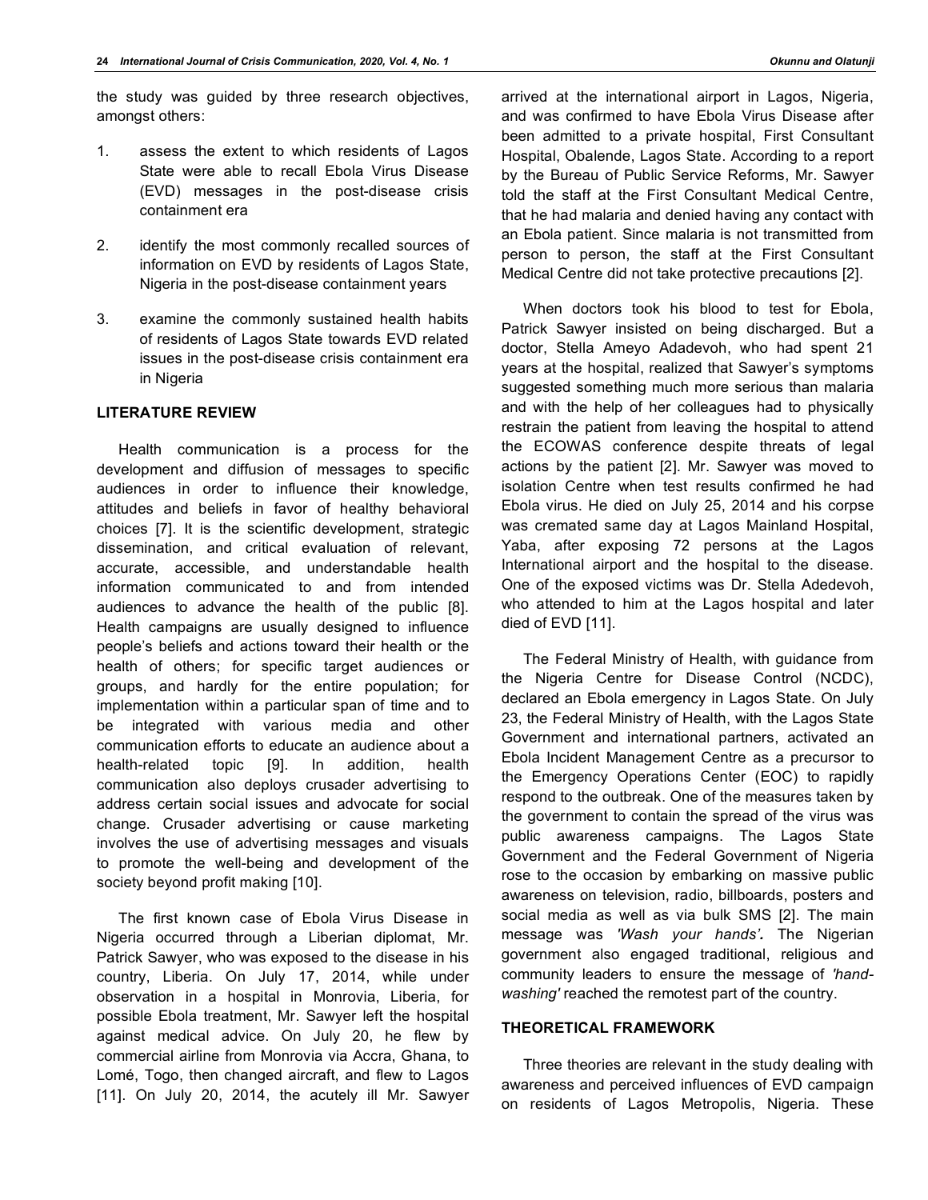the study was guided by three research objectives, amongst others:

1. assess the extent to which residents of Lagos State were able to recall Ebola Virus Disease (EVD) messages in the post-disease crisis containment era
2. identify the most commonly recalled sources of information on EVD by residents of Lagos State, Nigeria in the post-disease containment years
3. examine the commonly sustained health habits of residents of Lagos State towards EVD related issues in the post-disease crisis containment era in Nigeria

## LITERATURE REVIEW

Health communication is a process for the development and diffusion of messages to specific audiences in order to influence their knowledge, attitudes and beliefs in favor of healthy behavioral choices [7]. It is the scientific development, strategic dissemination, and critical evaluation of relevant, accurate, accessible, and understandable health information communicated to and from intended audiences to advance the health of the public [8]. Health campaigns are usually designed to influence people's beliefs and actions toward their health or the health of others; for specific target audiences or groups, and hardly for the entire population; for implementation within a particular span of time and to be integrated with various media and other communication efforts to educate an audience about a health-related topic [9]. In addition, health communication also deploys crusader advertising to address certain social issues and advocate for social change. Crusader advertising or cause marketing involves the use of advertising messages and visuals to promote the well-being and development of the society beyond profit making [10].

The first known case of Ebola Virus Disease in Nigeria occurred through a Liberian diplomat, Mr. Patrick Sawyer, who was exposed to the disease in his country, Liberia. On July 17, 2014, while under observation in a hospital in Monrovia, Liberia, for possible Ebola treatment, Mr. Sawyer left the hospital against medical advice. On July 20, he flew by commercial airline from Monrovia via Accra, Ghana, to Lomé, Togo, then changed aircraft, and flew to Lagos [11]. On July 20, 2014, the acutely ill Mr. Sawyer arrived at the international airport in Lagos, Nigeria, and was confirmed to have Ebola Virus Disease after been admitted to a private hospital, First Consultant Hospital, Obalende, Lagos State. According to a report by the Bureau of Public Service Reforms, Mr. Sawyer told the staff at the First Consultant Medical Centre, that he had malaria and denied having any contact with an Ebola patient. Since malaria is not transmitted from person to person, the staff at the First Consultant Medical Centre did not take protective precautions [2].

When doctors took his blood to test for Ebola, Patrick Sawyer insisted on being discharged. But a doctor, Stella Ameyo Adadevoh, who had spent 21 years at the hospital, realized that Sawyer's symptoms suggested something much more serious than malaria and with the help of her colleagues had to physically restrain the patient from leaving the hospital to attend the ECOWAS conference despite threats of legal actions by the patient [2]. Mr. Sawyer was moved to isolation Centre when test results confirmed he had Ebola virus. He died on July 25, 2014 and his corpse was cremated same day at Lagos Mainland Hospital, Yaba, after exposing 72 persons at the Lagos International airport and the hospital to the disease. One of the exposed victims was Dr. Stella Adedevoh, who attended to him at the Lagos hospital and later died of EVD [11].

The Federal Ministry of Health, with guidance from the Nigeria Centre for Disease Control (NCDC), declared an Ebola emergency in Lagos State. On July 23, the Federal Ministry of Health, with the Lagos State Government and international partners, activated an Ebola Incident Management Centre as a precursor to the Emergency Operations Center (EOC) to rapidly respond to the outbreak. One of the measures taken by the government to contain the spread of the virus was public awareness campaigns. The Lagos State Government and the Federal Government of Nigeria rose to the occasion by embarking on massive public awareness on television, radio, billboards, posters and social media as well as via bulk SMS [2]. The main message was *'Wash your hands'.* The Nigerian government also engaged traditional, religious and community leaders to ensure the message of *'hand-washing'* reached the remotest part of the country.

## THEORETICAL FRAMEWORK

Three theories are relevant in the study dealing with awareness and perceived influences of EVD campaign on residents of Lagos Metropolis, Nigeria. These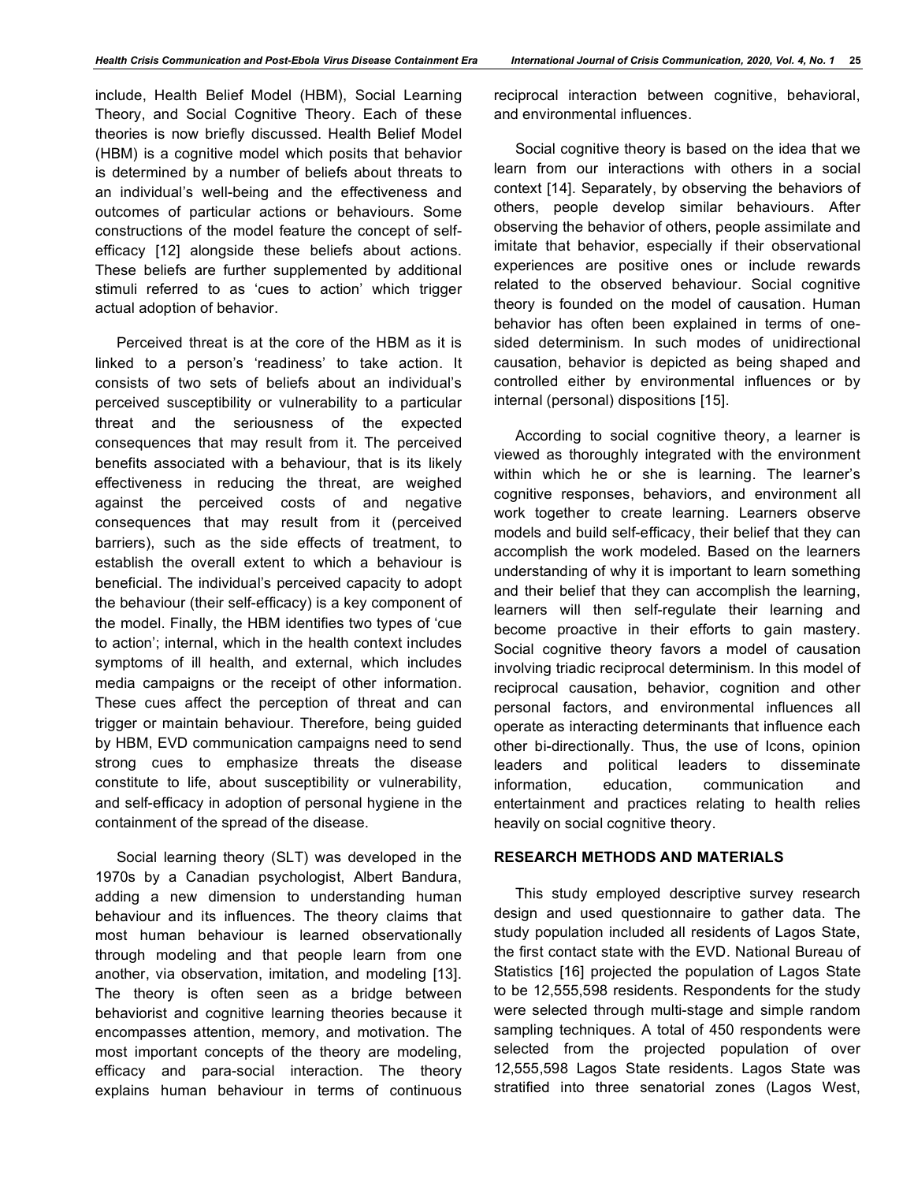include, Health Belief Model (HBM), Social Learning Theory, and Social Cognitive Theory. Each of these theories is now briefly discussed. Health Belief Model (HBM) is a cognitive model which posits that behavior is determined by a number of beliefs about threats to an individual's well-being and the effectiveness and outcomes of particular actions or behaviours. Some constructions of the model feature the concept of self-efficacy [12] alongside these beliefs about actions. These beliefs are further supplemented by additional stimuli referred to as 'cues to action' which trigger actual adoption of behavior.

Perceived threat is at the core of the HBM as it is linked to a person's 'readiness' to take action. It consists of two sets of beliefs about an individual's perceived susceptibility or vulnerability to a particular threat and the seriousness of the expected consequences that may result from it. The perceived benefits associated with a behaviour, that is its likely effectiveness in reducing the threat, are weighed against the perceived costs of and negative consequences that may result from it (perceived barriers), such as the side effects of treatment, to establish the overall extent to which a behaviour is beneficial. The individual's perceived capacity to adopt the behaviour (their self-efficacy) is a key component of the model. Finally, the HBM identifies two types of 'cue to action'; internal, which in the health context includes symptoms of ill health, and external, which includes media campaigns or the receipt of other information. These cues affect the perception of threat and can trigger or maintain behaviour. Therefore, being guided by HBM, EVD communication campaigns need to send strong cues to emphasize threats the disease constitute to life, about susceptibility or vulnerability, and self-efficacy in adoption of personal hygiene in the containment of the spread of the disease.

Social learning theory (SLT) was developed in the 1970s by a Canadian psychologist, Albert Bandura, adding a new dimension to understanding human behaviour and its influences. The theory claims that most human behaviour is learned observationally through modeling and that people learn from one another, via observation, imitation, and modeling [13]. The theory is often seen as a bridge between behaviorist and cognitive learning theories because it encompasses attention, memory, and motivation. The most important concepts of the theory are modeling, efficacy and para-social interaction. The theory explains human behaviour in terms of continuous reciprocal interaction between cognitive, behavioral, and environmental influences.

Social cognitive theory is based on the idea that we learn from our interactions with others in a social context [14]. Separately, by observing the behaviors of others, people develop similar behaviours. After observing the behavior of others, people assimilate and imitate that behavior, especially if their observational experiences are positive ones or include rewards related to the observed behaviour. Social cognitive theory is founded on the model of causation. Human behavior has often been explained in terms of one-sided determinism. In such modes of unidirectional causation, behavior is depicted as being shaped and controlled either by environmental influences or by internal (personal) dispositions [15].

According to social cognitive theory, a learner is viewed as thoroughly integrated with the environment within which he or she is learning. The learner's cognitive responses, behaviors, and environment all work together to create learning. Learners observe models and build self-efficacy, their belief that they can accomplish the work modeled. Based on the learners understanding of why it is important to learn something and their belief that they can accomplish the learning, learners will then self-regulate their learning and become proactive in their efforts to gain mastery. Social cognitive theory favors a model of causation involving triadic reciprocal determinism. In this model of reciprocal causation, behavior, cognition and other personal factors, and environmental influences all operate as interacting determinants that influence each other bi-directionally. Thus, the use of Icons, opinion leaders and political leaders to disseminate information, education, communication and entertainment and practices relating to health relies heavily on social cognitive theory.

## RESEARCH METHODS AND MATERIALS

This study employed descriptive survey research design and used questionnaire to gather data. The study population included all residents of Lagos State, the first contact state with the EVD. National Bureau of Statistics [16] projected the population of Lagos State to be 12,555,598 residents. Respondents for the study were selected through multi-stage and simple random sampling techniques. A total of 450 respondents were selected from the projected population of over 12,555,598 Lagos State residents. Lagos State was stratified into three senatorial zones (Lagos West,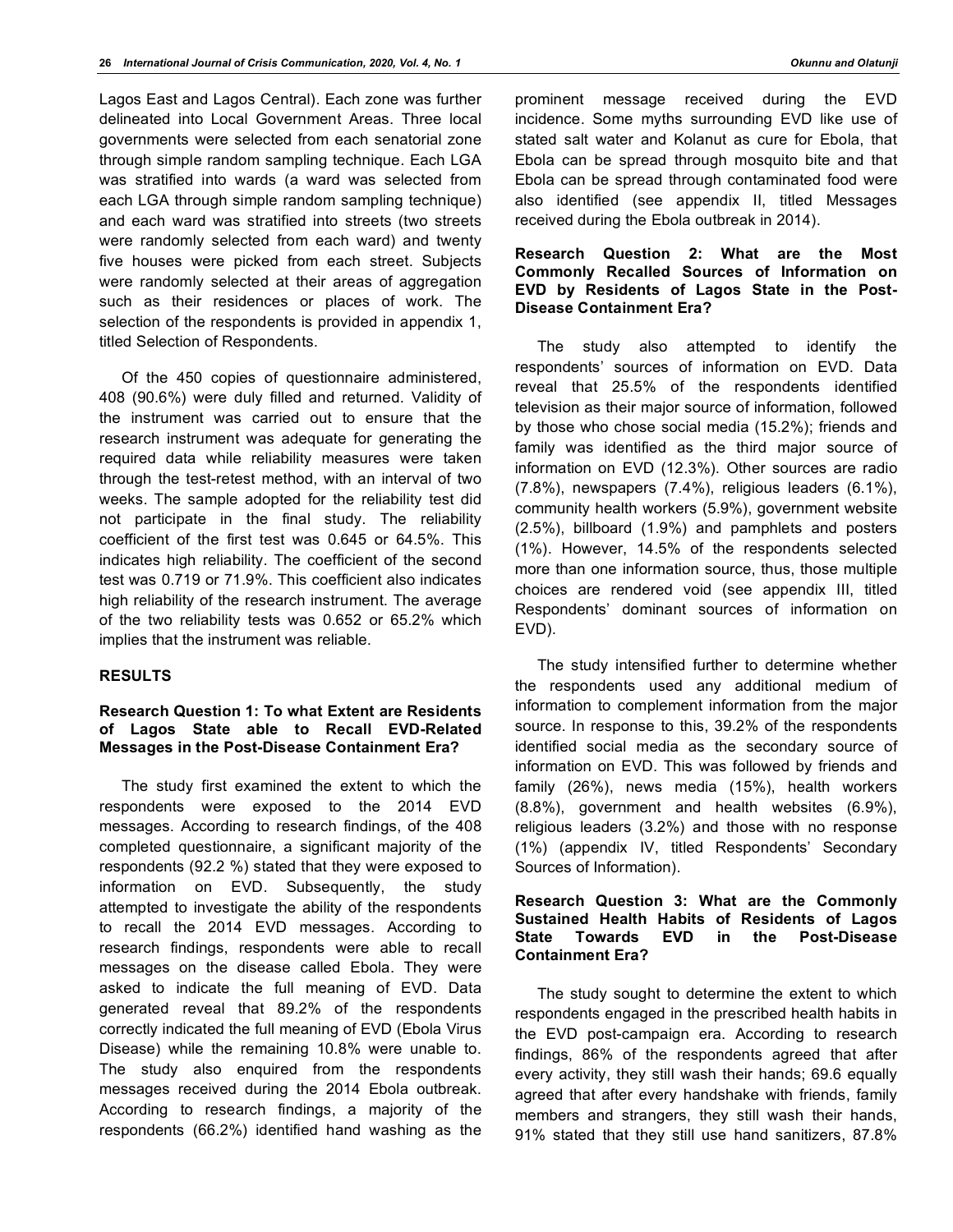Lagos East and Lagos Central). Each zone was further delineated into Local Government Areas. Three local governments were selected from each senatorial zone through simple random sampling technique. Each LGA was stratified into wards (a ward was selected from each LGA through simple random sampling technique) and each ward was stratified into streets (two streets were randomly selected from each ward) and twenty five houses were picked from each street. Subjects were randomly selected at their areas of aggregation such as their residences or places of work. The selection of the respondents is provided in appendix 1, titled Selection of Respondents.

Of the 450 copies of questionnaire administered, 408 (90.6%) were duly filled and returned. Validity of the instrument was carried out to ensure that the research instrument was adequate for generating the required data while reliability measures were taken through the test-retest method, with an interval of two weeks. The sample adopted for the reliability test did not participate in the final study. The reliability coefficient of the first test was 0.645 or 64.5%. This indicates high reliability. The coefficient of the second test was 0.719 or 71.9%. This coefficient also indicates high reliability of the research instrument. The average of the two reliability tests was 0.652 or 65.2% which implies that the instrument was reliable.

## RESULTS

### Research Question 1: To what Extent are Residents of Lagos State able to Recall EVD-Related Messages in the Post-Disease Containment Era?

The study first examined the extent to which the respondents were exposed to the 2014 EVD messages. According to research findings, of the 408 completed questionnaire, a significant majority of the respondents (92.2 %) stated that they were exposed to information on EVD. Subsequently, the study attempted to investigate the ability of the respondents to recall the 2014 EVD messages. According to research findings, respondents were able to recall messages on the disease called Ebola. They were asked to indicate the full meaning of EVD. Data generated reveal that 89.2% of the respondents correctly indicated the full meaning of EVD (Ebola Virus Disease) while the remaining 10.8% were unable to. The study also enquired from the respondents messages received during the 2014 Ebola outbreak. According to research findings, a majority of the respondents (66.2%) identified hand washing as the prominent message received during the EVD incidence. Some myths surrounding EVD like use of stated salt water and Kolanut as cure for Ebola, that Ebola can be spread through mosquito bite and that Ebola can be spread through contaminated food were also identified (see appendix II, titled Messages received during the Ebola outbreak in 2014).

### Research Question 2: What are the Most Commonly Recalled Sources of Information on EVD by Residents of Lagos State in the Post-Disease Containment Era?

The study also attempted to identify the respondents' sources of information on EVD. Data reveal that 25.5% of the respondents identified television as their major source of information, followed by those who chose social media (15.2%); friends and family was identified as the third major source of information on EVD (12.3%). Other sources are radio (7.8%), newspapers (7.4%), religious leaders (6.1%), community health workers (5.9%), government website (2.5%), billboard (1.9%) and pamphlets and posters (1%). However, 14.5% of the respondents selected more than one information source, thus, those multiple choices are rendered void (see appendix III, titled Respondents' dominant sources of information on EVD).

The study intensified further to determine whether the respondents used any additional medium of information to complement information from the major source. In response to this, 39.2% of the respondents identified social media as the secondary source of information on EVD. This was followed by friends and family (26%), news media (15%), health workers (8.8%), government and health websites (6.9%), religious leaders (3.2%) and those with no response (1%) (appendix IV, titled Respondents' Secondary Sources of Information).

### Research Question 3: What are the Commonly Sustained Health Habits of Residents of Lagos State Towards EVD in the Post-Disease Containment Era?

The study sought to determine the extent to which respondents engaged in the prescribed health habits in the EVD post-campaign era. According to research findings, 86% of the respondents agreed that after every activity, they still wash their hands; 69.6 equally agreed that after every handshake with friends, family members and strangers, they still wash their hands, 91% stated that they still use hand sanitizers, 87.8%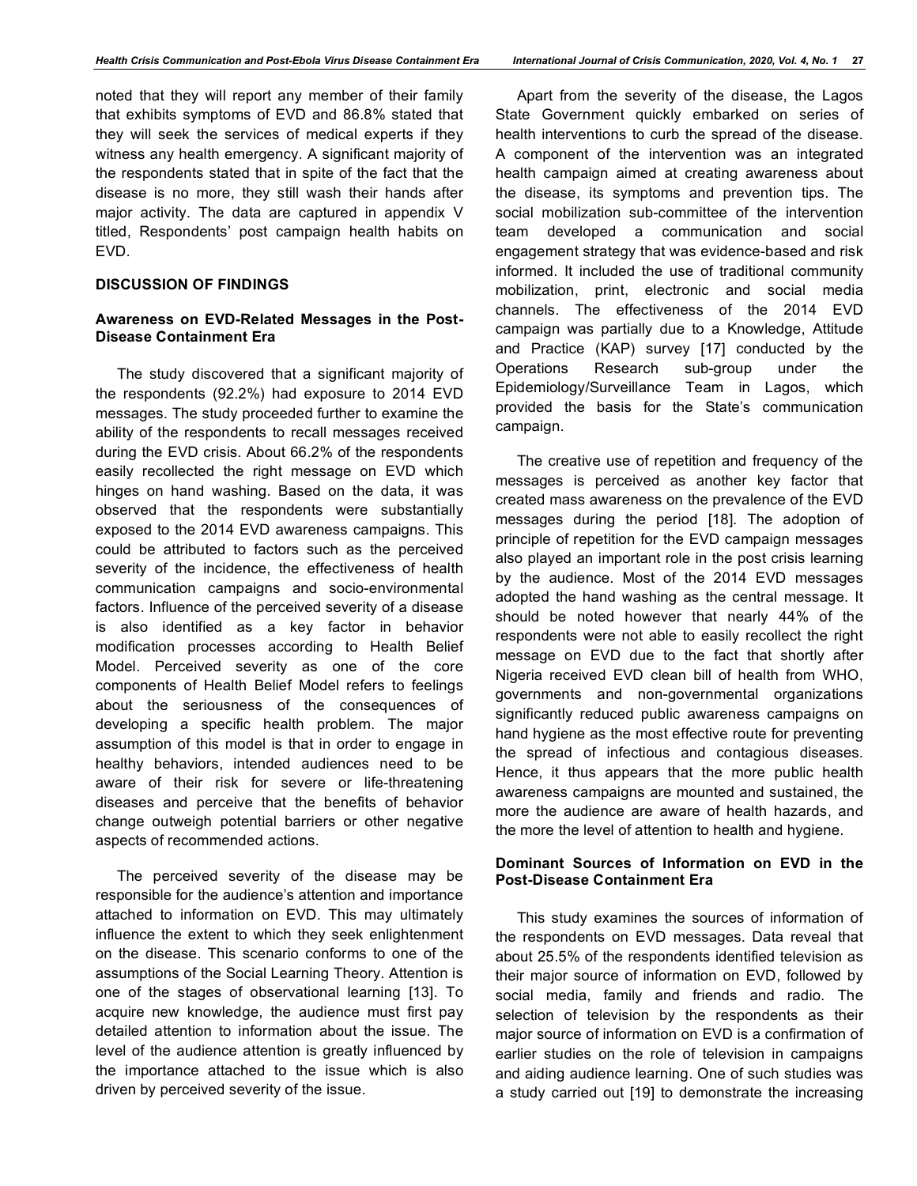noted that they will report any member of their family that exhibits symptoms of EVD and 86.8% stated that they will seek the services of medical experts if they witness any health emergency. A significant majority of the respondents stated that in spite of the fact that the disease is no more, they still wash their hands after major activity. The data are captured in appendix V titled, Respondents' post campaign health habits on EVD.

## DISCUSSION OF FINDINGS

### Awareness on EVD-Related Messages in the Post-Disease Containment Era

The study discovered that a significant majority of the respondents (92.2%) had exposure to 2014 EVD messages. The study proceeded further to examine the ability of the respondents to recall messages received during the EVD crisis. About 66.2% of the respondents easily recollected the right message on EVD which hinges on hand washing. Based on the data, it was observed that the respondents were substantially exposed to the 2014 EVD awareness campaigns. This could be attributed to factors such as the perceived severity of the incidence, the effectiveness of health communication campaigns and socio-environmental factors. Influence of the perceived severity of a disease is also identified as a key factor in behavior modification processes according to Health Belief Model. Perceived severity as one of the core components of Health Belief Model refers to feelings about the seriousness of the consequences of developing a specific health problem. The major assumption of this model is that in order to engage in healthy behaviors, intended audiences need to be aware of their risk for severe or life-threatening diseases and perceive that the benefits of behavior change outweigh potential barriers or other negative aspects of recommended actions.

The perceived severity of the disease may be responsible for the audience's attention and importance attached to information on EVD. This may ultimately influence the extent to which they seek enlightenment on the disease. This scenario conforms to one of the assumptions of the Social Learning Theory. Attention is one of the stages of observational learning [13]. To acquire new knowledge, the audience must first pay detailed attention to information about the issue. The level of the audience attention is greatly influenced by the importance attached to the issue which is also driven by perceived severity of the issue.

Apart from the severity of the disease, the Lagos State Government quickly embarked on series of health interventions to curb the spread of the disease. A component of the intervention was an integrated health campaign aimed at creating awareness about the disease, its symptoms and prevention tips. The social mobilization sub-committee of the intervention team developed a communication and social engagement strategy that was evidence-based and risk informed. It included the use of traditional community mobilization, print, electronic and social media channels. The effectiveness of the 2014 EVD campaign was partially due to a Knowledge, Attitude and Practice (KAP) survey [17] conducted by the Operations Research sub-group under the Epidemiology/Surveillance Team in Lagos, which provided the basis for the State's communication campaign.

The creative use of repetition and frequency of the messages is perceived as another key factor that created mass awareness on the prevalence of the EVD messages during the period [18]. The adoption of principle of repetition for the EVD campaign messages also played an important role in the post crisis learning by the audience. Most of the 2014 EVD messages adopted the hand washing as the central message. It should be noted however that nearly 44% of the respondents were not able to easily recollect the right message on EVD due to the fact that shortly after Nigeria received EVD clean bill of health from WHO, governments and non-governmental organizations significantly reduced public awareness campaigns on hand hygiene as the most effective route for preventing the spread of infectious and contagious diseases. Hence, it thus appears that the more public health awareness campaigns are mounted and sustained, the more the audience are aware of health hazards, and the more the level of attention to health and hygiene.

### Dominant Sources of Information on EVD in the Post-Disease Containment Era

This study examines the sources of information of the respondents on EVD messages. Data reveal that about 25.5% of the respondents identified television as their major source of information on EVD, followed by social media, family and friends and radio. The selection of television by the respondents as their major source of information on EVD is a confirmation of earlier studies on the role of television in campaigns and aiding audience learning. One of such studies was a study carried out [19] to demonstrate the increasing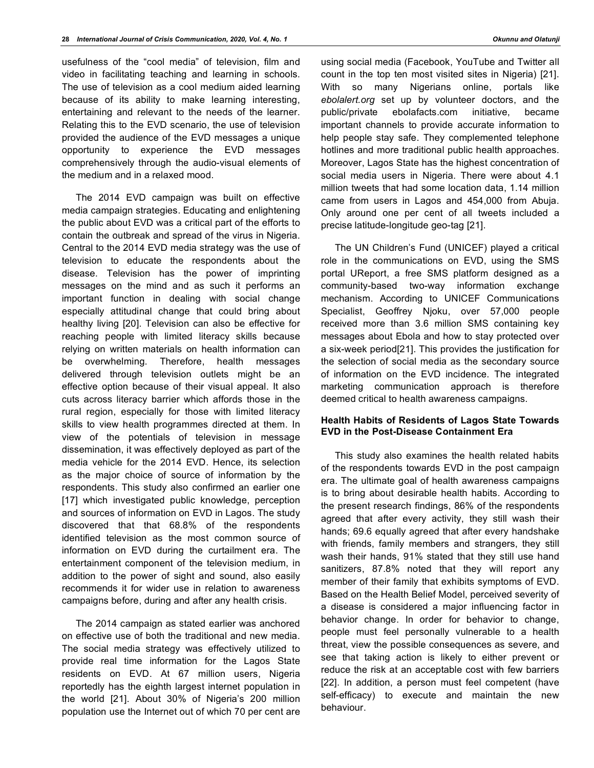usefulness of the "cool media" of television, film and video in facilitating teaching and learning in schools. The use of television as a cool medium aided learning because of its ability to make learning interesting, entertaining and relevant to the needs of the learner. Relating this to the EVD scenario, the use of television provided the audience of the EVD messages a unique opportunity to experience the EVD messages comprehensively through the audio-visual elements of the medium and in a relaxed mood.

The 2014 EVD campaign was built on effective media campaign strategies. Educating and enlightening the public about EVD was a critical part of the efforts to contain the outbreak and spread of the virus in Nigeria. Central to the 2014 EVD media strategy was the use of television to educate the respondents about the disease. Television has the power of imprinting messages on the mind and as such it performs an important function in dealing with social change especially attitudinal change that could bring about healthy living [20]. Television can also be effective for reaching people with limited literacy skills because relying on written materials on health information can be overwhelming. Therefore, health messages delivered through television outlets might be an effective option because of their visual appeal. It also cuts across literacy barrier which affords those in the rural region, especially for those with limited literacy skills to view health programmes directed at them. In view of the potentials of television in message dissemination, it was effectively deployed as part of the media vehicle for the 2014 EVD. Hence, its selection as the major choice of source of information by the respondents. This study also confirmed an earlier one [17] which investigated public knowledge, perception and sources of information on EVD in Lagos. The study discovered that that 68.8% of the respondents identified television as the most common source of information on EVD during the curtailment era. The entertainment component of the television medium, in addition to the power of sight and sound, also easily recommends it for wider use in relation to awareness campaigns before, during and after any health crisis.

The 2014 campaign as stated earlier was anchored on effective use of both the traditional and new media. The social media strategy was effectively utilized to provide real time information for the Lagos State residents on EVD. At 67 million users, Nigeria reportedly has the eighth largest internet population in the world [21]. About 30% of Nigeria's 200 million population use the Internet out of which 70 per cent are using social media (Facebook, YouTube and Twitter all count in the top ten most visited sites in Nigeria) [21]. With so many Nigerians online, portals like *ebolalert.org* set up by volunteer doctors, and the public/private ebolafacts.com initiative, became important channels to provide accurate information to help people stay safe. They complemented telephone hotlines and more traditional public health approaches. Moreover, Lagos State has the highest concentration of social media users in Nigeria. There were about 4.1 million tweets that had some location data, 1.14 million came from users in Lagos and 454,000 from Abuja. Only around one per cent of all tweets included a precise latitude-longitude geo-tag [21].

The UN Children's Fund (UNICEF) played a critical role in the communications on EVD, using the SMS portal UReport, a free SMS platform designed as a community-based two-way information exchange mechanism. According to UNICEF Communications Specialist, Geoffrey Njoku, over 57,000 people received more than 3.6 million SMS containing key messages about Ebola and how to stay protected over a six-week period[21]. This provides the justification for the selection of social media as the secondary source of information on the EVD incidence. The integrated marketing communication approach is therefore deemed critical to health awareness campaigns.

**Health Habits of Residents of Lagos State Towards EVD in the Post-Disease Containment Era**

This study also examines the health related habits of the respondents towards EVD in the post campaign era. The ultimate goal of health awareness campaigns is to bring about desirable health habits. According to the present research findings, 86% of the respondents agreed that after every activity, they still wash their hands; 69.6 equally agreed that after every handshake with friends, family members and strangers, they still wash their hands, 91% stated that they still use hand sanitizers, 87.8% noted that they will report any member of their family that exhibits symptoms of EVD. Based on the Health Belief Model, perceived severity of a disease is considered a major influencing factor in behavior change. In order for behavior to change, people must feel personally vulnerable to a health threat, view the possible consequences as severe, and see that taking action is likely to either prevent or reduce the risk at an acceptable cost with few barriers [22]. In addition, a person must feel competent (have self-efficacy) to execute and maintain the new behaviour.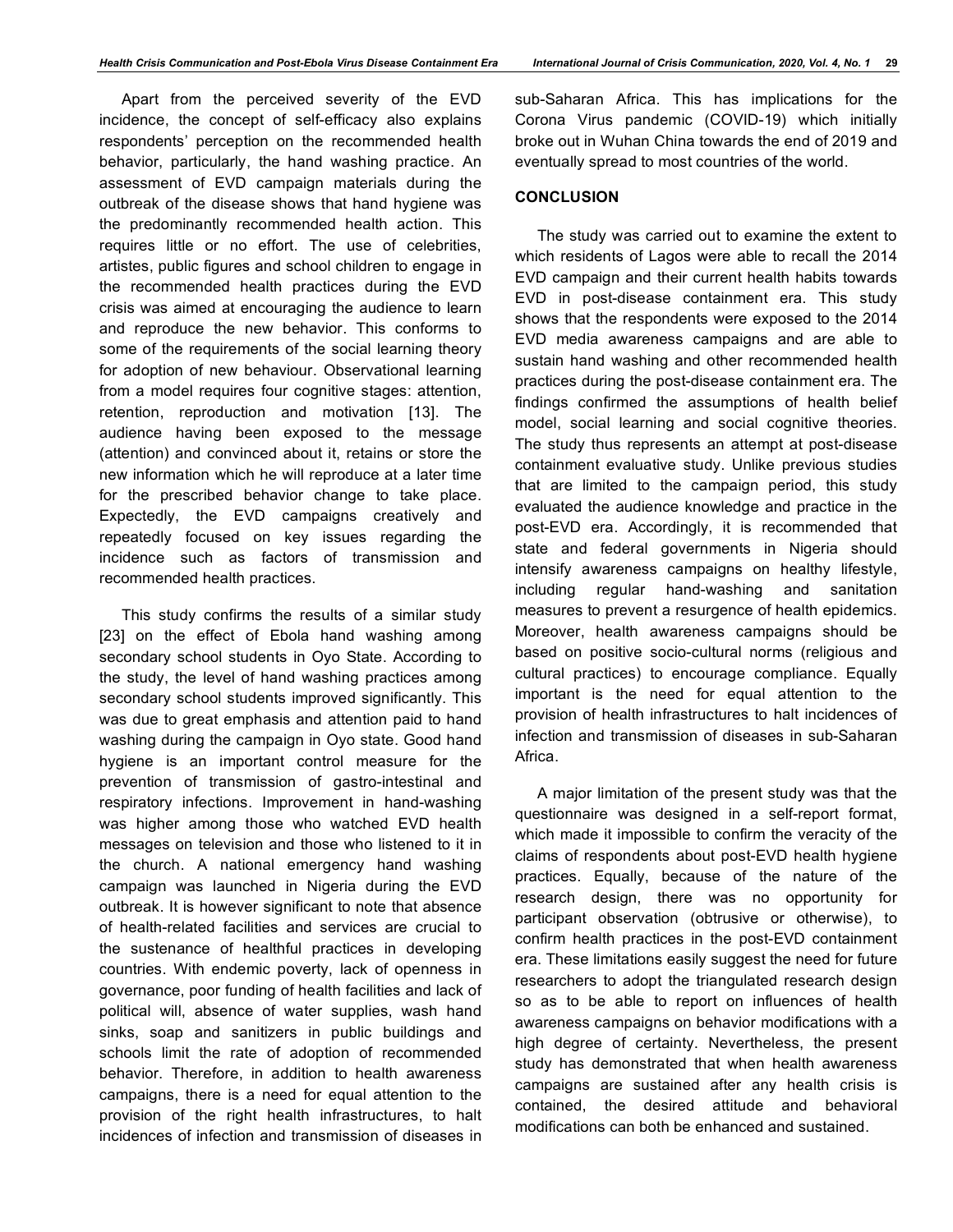Apart from the perceived severity of the EVD incidence, the concept of self-efficacy also explains respondents' perception on the recommended health behavior, particularly, the hand washing practice. An assessment of EVD campaign materials during the outbreak of the disease shows that hand hygiene was the predominantly recommended health action. This requires little or no effort. The use of celebrities, artistes, public figures and school children to engage in the recommended health practices during the EVD crisis was aimed at encouraging the audience to learn and reproduce the new behavior. This conforms to some of the requirements of the social learning theory for adoption of new behaviour. Observational learning from a model requires four cognitive stages: attention, retention, reproduction and motivation [13]. The audience having been exposed to the message (attention) and convinced about it, retains or store the new information which he will reproduce at a later time for the prescribed behavior change to take place. Expectedly, the EVD campaigns creatively and repeatedly focused on key issues regarding the incidence such as factors of transmission and recommended health practices.

This study confirms the results of a similar study [23] on the effect of Ebola hand washing among secondary school students in Oyo State. According to the study, the level of hand washing practices among secondary school students improved significantly. This was due to great emphasis and attention paid to hand washing during the campaign in Oyo state. Good hand hygiene is an important control measure for the prevention of transmission of gastro-intestinal and respiratory infections. Improvement in hand-washing was higher among those who watched EVD health messages on television and those who listened to it in the church. A national emergency hand washing campaign was launched in Nigeria during the EVD outbreak. It is however significant to note that absence of health-related facilities and services are crucial to the sustenance of healthful practices in developing countries. With endemic poverty, lack of openness in governance, poor funding of health facilities and lack of political will, absence of water supplies, wash hand sinks, soap and sanitizers in public buildings and schools limit the rate of adoption of recommended behavior. Therefore, in addition to health awareness campaigns, there is a need for equal attention to the provision of the right health infrastructures, to halt incidences of infection and transmission of diseases in sub-Saharan Africa. This has implications for the Corona Virus pandemic (COVID-19) which initially broke out in Wuhan China towards the end of 2019 and eventually spread to most countries of the world.

## CONCLUSION

The study was carried out to examine the extent to which residents of Lagos were able to recall the 2014 EVD campaign and their current health habits towards EVD in post-disease containment era. This study shows that the respondents were exposed to the 2014 EVD media awareness campaigns and are able to sustain hand washing and other recommended health practices during the post-disease containment era. The findings confirmed the assumptions of health belief model, social learning and social cognitive theories. The study thus represents an attempt at post-disease containment evaluative study. Unlike previous studies that are limited to the campaign period, this study evaluated the audience knowledge and practice in the post-EVD era. Accordingly, it is recommended that state and federal governments in Nigeria should intensify awareness campaigns on healthy lifestyle, including regular hand-washing and sanitation measures to prevent a resurgence of health epidemics. Moreover, health awareness campaigns should be based on positive socio-cultural norms (religious and cultural practices) to encourage compliance. Equally important is the need for equal attention to the provision of health infrastructures to halt incidences of infection and transmission of diseases in sub-Saharan Africa.

A major limitation of the present study was that the questionnaire was designed in a self-report format, which made it impossible to confirm the veracity of the claims of respondents about post-EVD health hygiene practices. Equally, because of the nature of the research design, there was no opportunity for participant observation (obtrusive or otherwise), to confirm health practices in the post-EVD containment era. These limitations easily suggest the need for future researchers to adopt the triangulated research design so as to be able to report on influences of health awareness campaigns on behavior modifications with a high degree of certainty. Nevertheless, the present study has demonstrated that when health awareness campaigns are sustained after any health crisis is contained, the desired attitude and behavioral modifications can both be enhanced and sustained.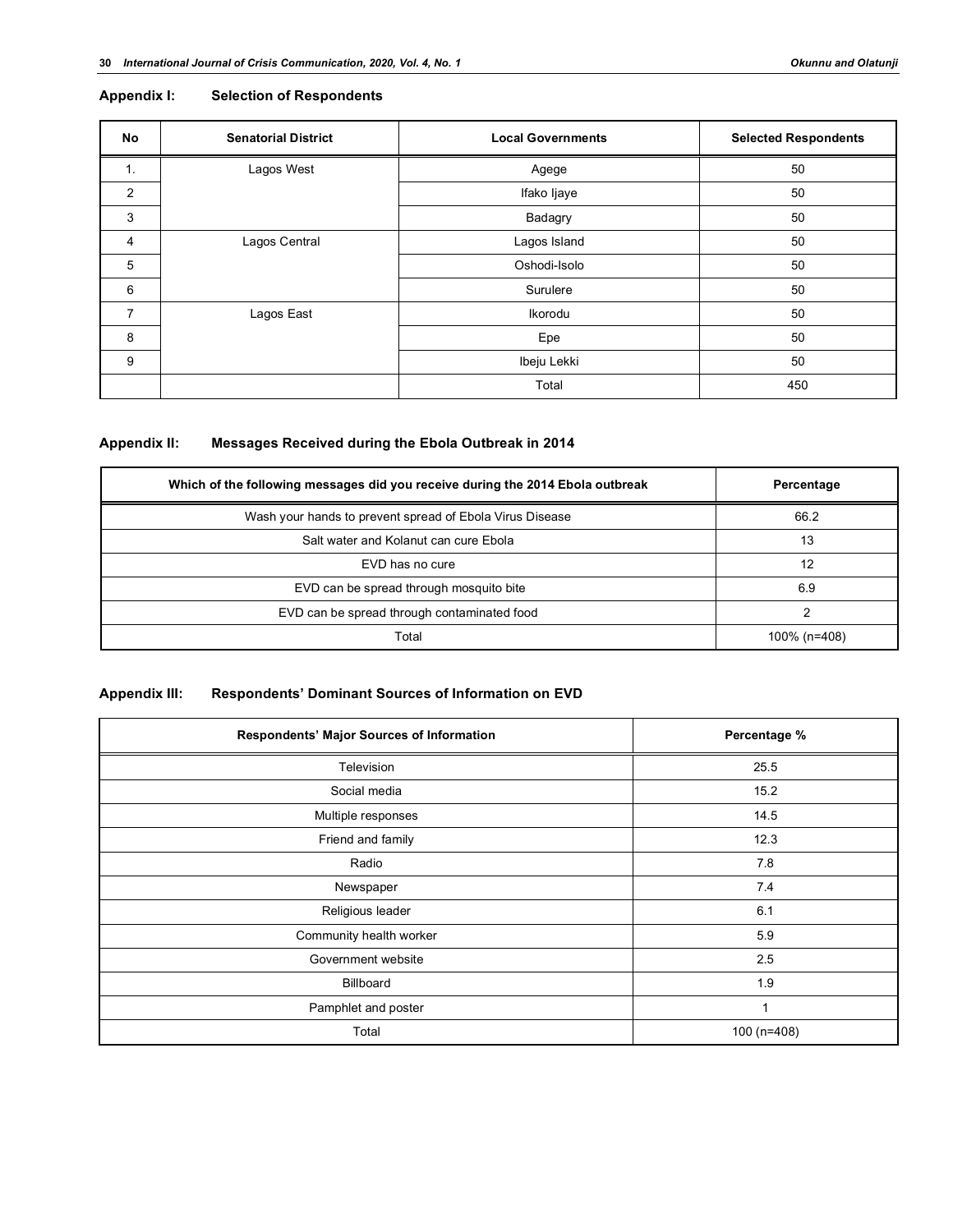## Appendix I: Selection of Respondents

| No | Senatorial District | Local Governments | Selected Respondents |
|---|---|---|---|
| 1. | Lagos West | Agege | 50 |
| 2 | | Ifako Ijaye | 50 |
| 3 | | Badagry | 50 |
| 4 | Lagos Central | Lagos Island | 50 |
| 5 | | Oshodi-Isolo | 50 |
| 6 | | Surulere | 50 |
| 7 | Lagos East | Ikorodu | 50 |
| 8 | | Epe | 50 |
| 9 | | Ibeju Lekki | 50 |
| | | Total | 450 |

## Appendix II: Messages Received during the Ebola Outbreak in 2014

| Which of the following messages did you receive during the 2014 Ebola outbreak | Percentage |
|---|---|
| Wash your hands to prevent spread of Ebola Virus Disease | 66.2 |
| Salt water and Kolanut can cure Ebola | 13 |
| EVD has no cure | 12 |
| EVD can be spread through mosquito bite | 6.9 |
| EVD can be spread through contaminated food | 2 |
| Total | 100% (n=408) |

## Appendix III: Respondents' Dominant Sources of Information on EVD

| Respondents' Major Sources of Information | Percentage % |
|---|---|
| Television | 25.5 |
| Social media | 15.2 |
| Multiple responses | 14.5 |
| Friend and family | 12.3 |
| Radio | 7.8 |
| Newspaper | 7.4 |
| Religious leader | 6.1 |
| Community health worker | 5.9 |
| Government website | 2.5 |
| Billboard | 1.9 |
| Pamphlet and poster | 1 |
| Total | 100 (n=408) |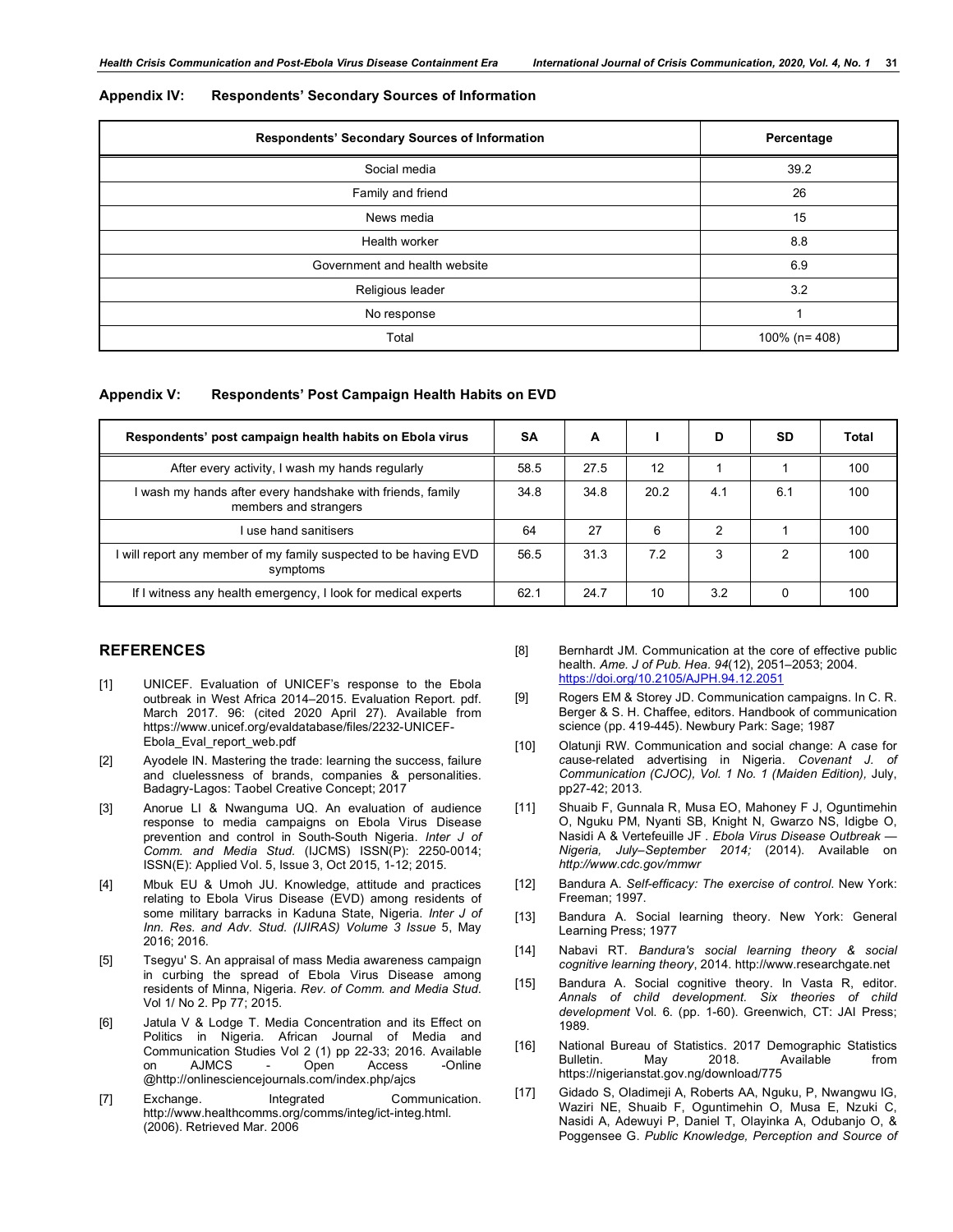### Appendix IV: Respondents' Secondary Sources of Information

| Respondents' Secondary Sources of Information | Percentage |
|---|---|
| Social media | 39.2 |
| Family and friend | 26 |
| News media | 15 |
| Health worker | 8.8 |
| Government and health website | 6.9 |
| Religious leader | 3.2 |
| No response | 1 |
| Total | 100% (n= 408) |

### Appendix V: Respondents' Post Campaign Health Habits on EVD

| Respondents' post campaign health habits on Ebola virus | SA | A | I | D | SD | Total |
|---|---|---|---|---|---|---|
| After every activity, I wash my hands regularly | 58.5 | 27.5 | 12 | 1 | 1 | 100 |
| I wash my hands after every handshake with friends, family members and strangers | 34.8 | 34.8 | 20.2 | 4.1 | 6.1 | 100 |
| I use hand sanitisers | 64 | 27 | 6 | 2 | 1 | 100 |
| I will report any member of my family suspected to be having EVD symptoms | 56.5 | 31.3 | 7.2 | 3 | 2 | 100 |
| If I witness any health emergency, I look for medical experts | 62.1 | 24.7 | 10 | 3.2 | 0 | 100 |

## REFERENCES

[1] UNICEF. Evaluation of UNICEF's response to the Ebola outbreak in West Africa 2014–2015. Evaluation Report. pdf. March 2017. 96: (cited 2020 April 27). Available from https://www.unicef.org/evaldatabase/files/2232-UNICEF-Ebola_Eval_report_web.pdf

[2] Ayodele IN. Mastering the trade: learning the success, failure and cluelessness of brands, companies & personalities. Badagry-Lagos: Taobel Creative Concept; 2017

[3] Anorue LI & Nwanguma UQ. An evaluation of audience response to media campaigns on Ebola Virus Disease prevention and control in South-South Nigeria. *Inter J of Comm. and Media Stud.* (IJCMS) ISSN(P): 2250-0014; ISSN(E): Applied Vol. 5, Issue 3, Oct 2015, 1-12; 2015.

[4] Mbuk EU & Umoh JU. Knowledge, attitude and practices relating to Ebola Virus Disease (EVD) among residents of some military barracks in Kaduna State, Nigeria. *Inter J of Inn. Res. and Adv. Stud. (IJIRAS) Volume 3 Issue* 5, May 2016; 2016.

[5] Tsegyu' S. An appraisal of mass Media awareness campaign in curbing the spread of Ebola Virus Disease among residents of Minna, Nigeria. *Rev. of Comm. and Media Stud*. Vol 1/ No 2. Pp 77; 2015.

[6] Jatula V & Lodge T. Media Concentration and its Effect on Politics in Nigeria. African Journal of Media and Communication Studies Vol 2 (1) pp 22-33; 2016. Available on AJMCS - Open Access -Online @http://onlinesciencejournals.com/index.php/ajcs

[7] Exchange. Integrated Communication. http://www.healthcomms.org/comms/integ/ict-integ.html. (2006). Retrieved Mar. 2006

[8] Bernhardt JM. Communication at the core of effective public health. *Ame. J of Pub. Hea. 94*(12), 2051–2053; 2004. https://doi.org/10.2105/AJPH.94.12.2051

[9] Rogers EM & Storey JD. Communication campaigns. In C. R. Berger & S. H. Chaffee, editors. Handbook of communication science (pp. 419-445). Newbury Park: Sage; 1987

[10] Olatunji RW. Communication and social change: A case for cause-related advertising in Nigeria. *Covenant J. of Communication (CJOC), Vol. 1 No. 1 (Maiden Edition),* July, pp27-42; 2013.

[11] Shuaib F, Gunnala R, Musa EO, Mahoney F J, Oguntimehin O, Nguku PM, Nyanti SB, Knight N, Gwarzo NS, Idigbe O, Nasidi A & Vertefeuille JF . *Ebola Virus Disease Outbreak — Nigeria, July–September 2014;* (2014). Available on *http://www.cdc.gov/mmwr*

[12] Bandura A. *Self-efficacy: The exercise of control*. New York: Freeman; 1997.

[13] Bandura A. Social learning theory. New York: General Learning Press; 1977

[14] Nabavi RT. *Bandura's social learning theory & social cognitive learning theory*, 2014. http://www.researchgate.net

[15] Bandura A. Social cognitive theory. In Vasta R, editor. *Annals of child development. Six theories of child development* Vol. 6. (pp. 1-60). Greenwich, CT: JAI Press; 1989.

[16] National Bureau of Statistics. 2017 Demographic Statistics Bulletin. May 2018. Available from https://nigerianstat.gov.ng/download/775

[17] Gidado S, Oladimeji A, Roberts AA, Nguku, P, Nwangwu IG, Waziri NE, Shuaib F, Oguntimehin O, Musa E, Nzuki C, Nasidi A, Adewuyi P, Daniel T, Olayinka A, Odubanjo O, & Poggensee G. *Public Knowledge, Perception and Source of*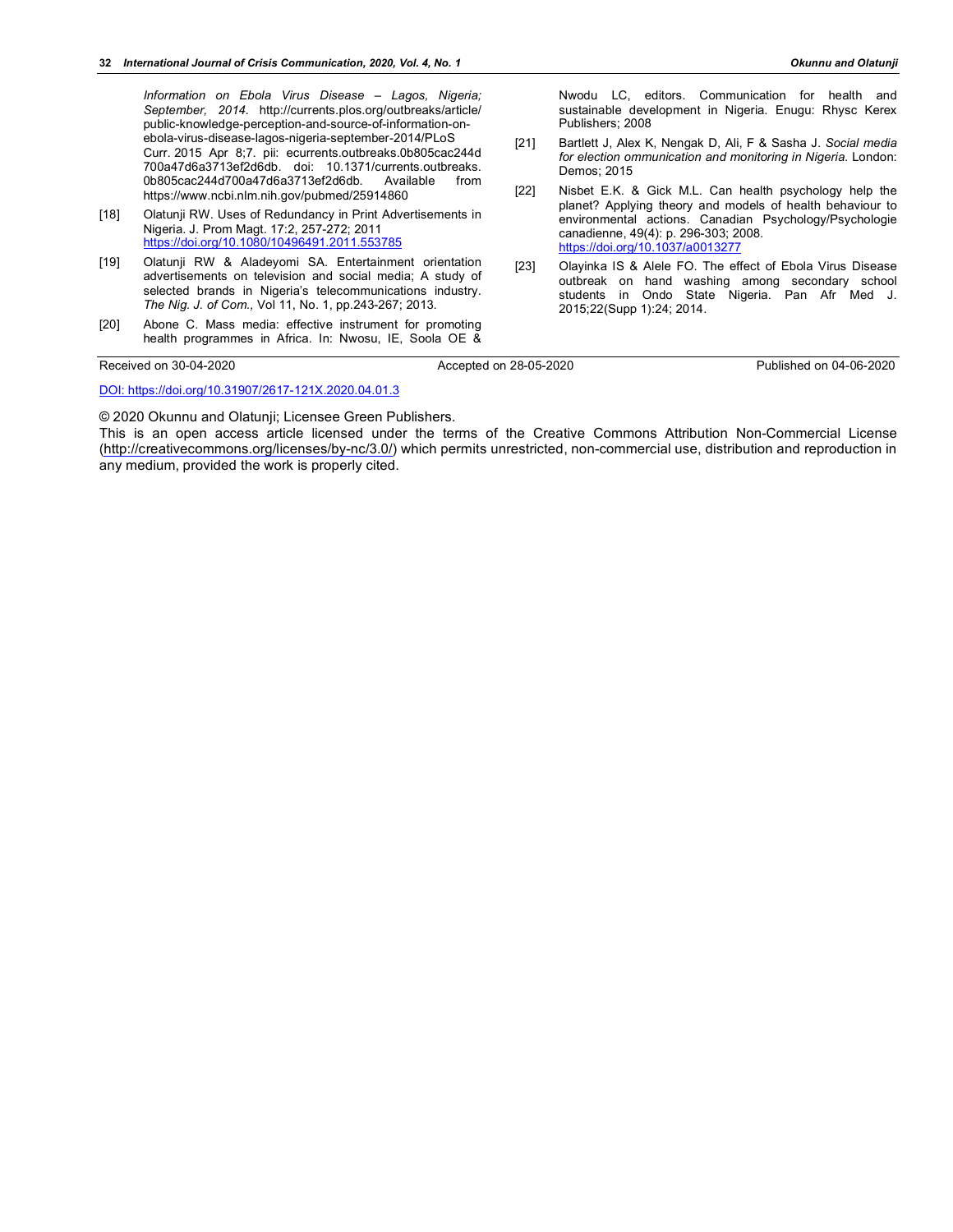*Information on Ebola Virus Disease – Lagos, Nigeria; September, 2014*. http://currents.plos.org/outbreaks/article/public-knowledge-perception-and-source-of-information-on-ebola-virus-disease-lagos-nigeria-september-2014/PLoS Curr. 2015 Apr 8;7. pii: ecurrents.outbreaks.0b805cac244d700a47d6a3713ef2d6db. doi: 10.1371/currents.outbreaks.0b805cac244d700a47d6a3713ef2d6db. Available from https://www.ncbi.nlm.nih.gov/pubmed/25914860

[18] Olatunji RW. Uses of Redundancy in Print Advertisements in Nigeria. J. Prom Magt. 17:2, 257-272; 2011 https://doi.org/10.1080/10496491.2011.553785

[19] Olatunji RW & Aladeyomi SA. Entertainment orientation advertisements on television and social media; A study of selected brands in Nigeria's telecommunications industry. *The Nig. J. of Com.,* Vol 11, No. 1, pp.243-267; 2013.

[20] Abone C. Mass media: effective instrument for promoting health programmes in Africa. In: Nwosu, IE, Soola OE & Nwodu LC, editors. Communication for health and sustainable development in Nigeria. Enugu: Rhysc Kerex Publishers; 2008

[21] Bartlett J, Alex K, Nengak D, Ali, F & Sasha J. *Social media for election ommunication and monitoring in Nigeria.* London: Demos; 2015

[22] Nisbet E.K. & Gick M.L. Can health psychology help the planet? Applying theory and models of health behaviour to environmental actions. Canadian Psychology/Psychologie canadienne, 49(4): p. 296-303; 2008. https://doi.org/10.1037/a0013277

[23] Olayinka IS & Alele FO. The effect of Ebola Virus Disease outbreak on hand washing among secondary school students in Ondo State Nigeria. Pan Afr Med J. 2015;22(Supp 1):24; 2014.

Received on 30-04-2020 Accepted on 28-05-2020 Published on 04-06-2020

DOI: https://doi.org/10.31907/2617-121X.2020.04.01.3

© 2020 Okunnu and Olatunji; Licensee Green Publishers.

This is an open access article licensed under the terms of the Creative Commons Attribution Non-Commercial License (http://creativecommons.org/licenses/by-nc/3.0/) which permits unrestricted, non-commercial use, distribution and reproduction in any medium, provided the work is properly cited.